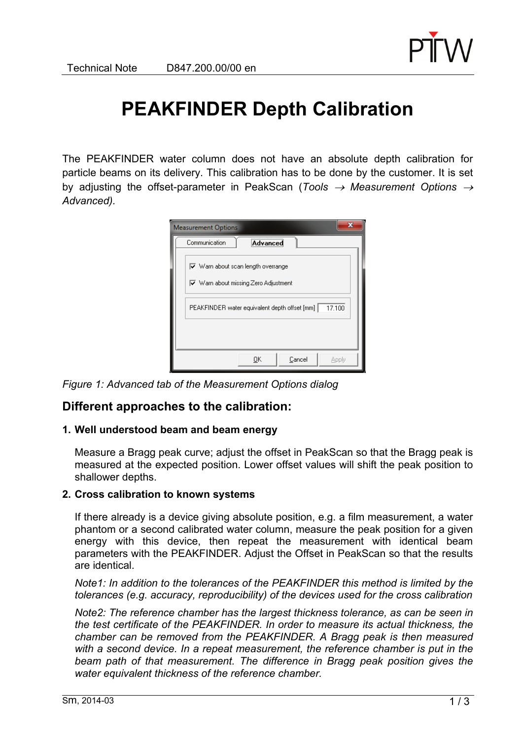# PEAKFINDER Depth Calibration

The PEAKFINDER water column does not have an absolute depth calibration for particle beams on its delivery. This calibration has to be done by the customer. It is set by adjusting the offset-parameter in PeakScan (*Tools → Measurement Options → Advanced).*

*Figure 1: Advanced tab of the Measurement Options dialog*

## Different approaches to the calibration:

**1. Well understood beam and beam energy**

Measure a Bragg peak curve; adjust the offset in PeakScan so that the Bragg peak is measured at the expected position. Lower offset values will shift the peak position to shallower depths.

**2. Cross calibration to known systems**

If there already is a device giving absolute position, e.g. a film measurement, a water phantom or a second calibrated water column, measure the peak position for a given energy with this device, then repeat the measurement with identical beam parameters with the PEAKFINDER. Adjust the Offset in PeakScan so that the results are identical.

*Note1: In addition to the tolerances of the PEAKFINDER this method is limited by the tolerances (e.g. accuracy, reproducibility) of the devices used for the cross calibration*

*Note2: The reference chamber has the largest thickness tolerance, as can be seen in the test certificate of the PEAKFINDER. In order to measure its actual thickness, the chamber can be removed from the PEAKFINDER. A Bragg peak is then measured with a second device. In a repeat measurement, the reference chamber is put in the beam path of that measurement. The difference in Bragg peak position gives the water equivalent thickness of the reference chamber.*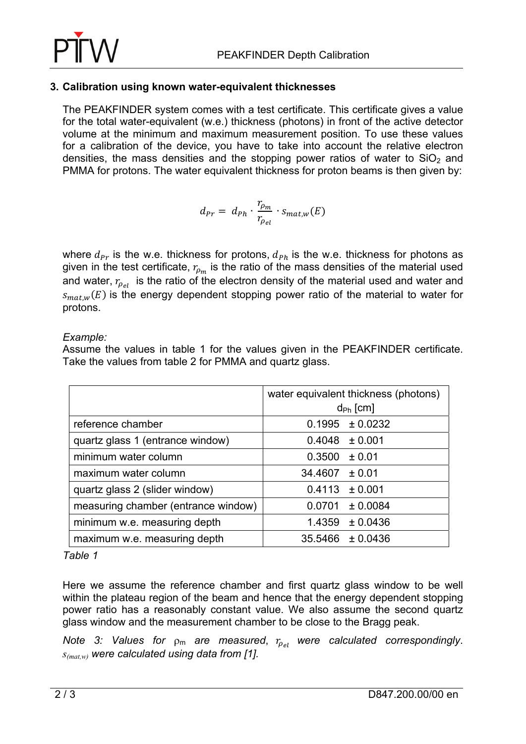## 3. Calibration using known water-equivalent thicknesses

The PEAKFINDER system comes with a test certificate. This certificate gives a value for the total water-equivalent (w.e.) thickness (photons) in front of the active detector volume at the minimum and maximum measurement position. To use these values for a calibration of the device, you have to take into account the relative electron densities, the mass densities and the stopping power ratios of water to $SiO_2$ and PMMA for protons. The water equivalent thickness for proton beams is then given by:

$$d_{Pr} = d_{Ph} \cdot \frac{r_{\rho_m}}{r_{\rho_{el}}} \cdot s_{mat,w}(E)$$

where $d_{Pr}$ is the w.e. thickness for protons, $d_{Ph}$ is the w.e. thickness for photons as given in the test certificate, $r_{\rho_m}$ is the ratio of the mass densities of the material used and water, $r_{\rho_{el}}$ is the ratio of the electron density of the material used and water and $s_{mat,w}(E)$ is the energy dependent stopping power ratio of the material to water for protons.

*Example:*

Assume the values in table 1 for the values given in the PEAKFINDER certificate. Take the values from table 2 for PMMA and quartz glass.

| | water equivalent thickness (photons) $d_{Ph}$ [cm] |
|---|---|
| reference chamber | 0.1995 ± 0.0232 |
| quartz glass 1 (entrance window) | 0.4048 ± 0.001 |
| minimum water column | 0.3500 ± 0.01 |
| maximum water column | 34.4607 ± 0.01 |
| quartz glass 2 (slider window) | 0.4113 ± 0.001 |
| measuring chamber (entrance window) | 0.0701 ± 0.0084 |
| minimum w.e. measuring depth | 1.4359 ± 0.0436 |
| maximum w.e. measuring depth | 35.5466 ± 0.0436 |

*Table 1*

Here we assume the reference chamber and first quartz glass window to be well within the plateau region of the beam and hence that the energy dependent stopping power ratio has a reasonably constant value. We also assume the second quartz glass window and the measurement chamber to be close to the Bragg peak.

*Note 3: Values for $\rho_m$ are measured, $r_{\rho_{el}}$ were calculated correspondingly. $s_{(mat,w)}$ were calculated using data from [1].*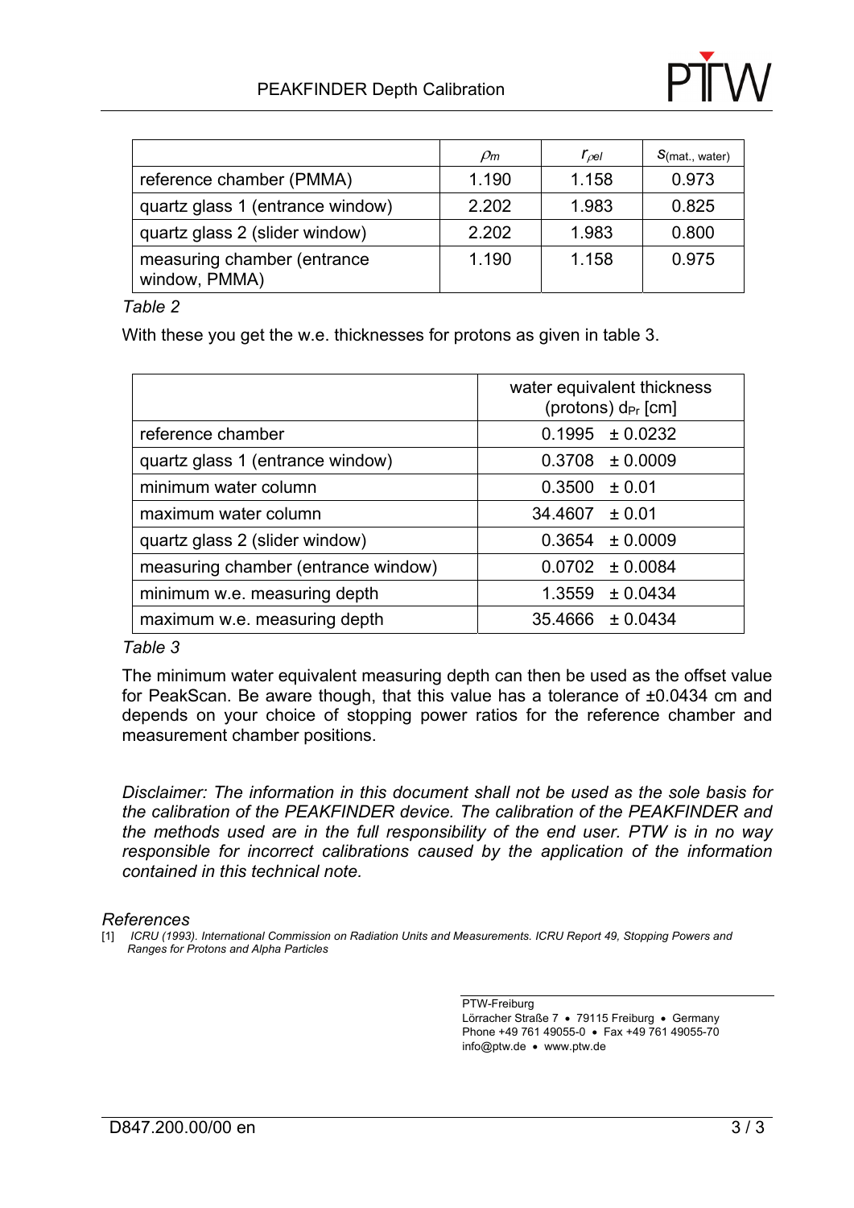| | $\rho_m$ | $r_{\rho el}$ | $S_{(\text{mat., water})}$ |
|---|---|---|---|
| reference chamber (PMMA) | 1.190 | 1.158 | 0.973 |
| quartz glass 1 (entrance window) | 2.202 | 1.983 | 0.825 |
| quartz glass 2 (slider window) | 2.202 | 1.983 | 0.800 |
| measuring chamber (entrance window, PMMA) | 1.190 | 1.158 | 0.975 |

*Table 2*

With these you get the w.e. thicknesses for protons as given in table 3.

| | water equivalent thickness (protons) $d_{Pr}$ [cm] |
|---|---|
| reference chamber | 0.1995 ± 0.0232 |
| quartz glass 1 (entrance window) | 0.3708 ± 0.0009 |
| minimum water column | 0.3500 ± 0.01 |
| maximum water column | 34.4607 ± 0.01 |
| quartz glass 2 (slider window) | 0.3654 ± 0.0009 |
| measuring chamber (entrance window) | 0.0702 ± 0.0084 |
| minimum w.e. measuring depth | 1.3559 ± 0.0434 |
| maximum w.e. measuring depth | 35.4666 ± 0.0434 |

*Table 3*

The minimum water equivalent measuring depth can then be used as the offset value for PeakScan. Be aware though, that this value has a tolerance of ±0.0434 cm and depends on your choice of stopping power ratios for the reference chamber and measurement chamber positions.

*Disclaimer: The information in this document shall not be used as the sole basis for the calibration of the PEAKFINDER device. The calibration of the PEAKFINDER and the methods used are in the full responsibility of the end user. PTW is in no way responsible for incorrect calibrations caused by the application of the information contained in this technical note.*

*References*

[1] *ICRU (1993). International Commission on Radiation Units and Measurements. ICRU Report 49, Stopping Powers and Ranges for Protons and Alpha Particles*

PTW-Freiburg
Lörracher Straße 7 • 79115 Freiburg • Germany
Phone +49 761 49055-0 • Fax +49 761 49055-70
info@ptw.de • www.ptw.de